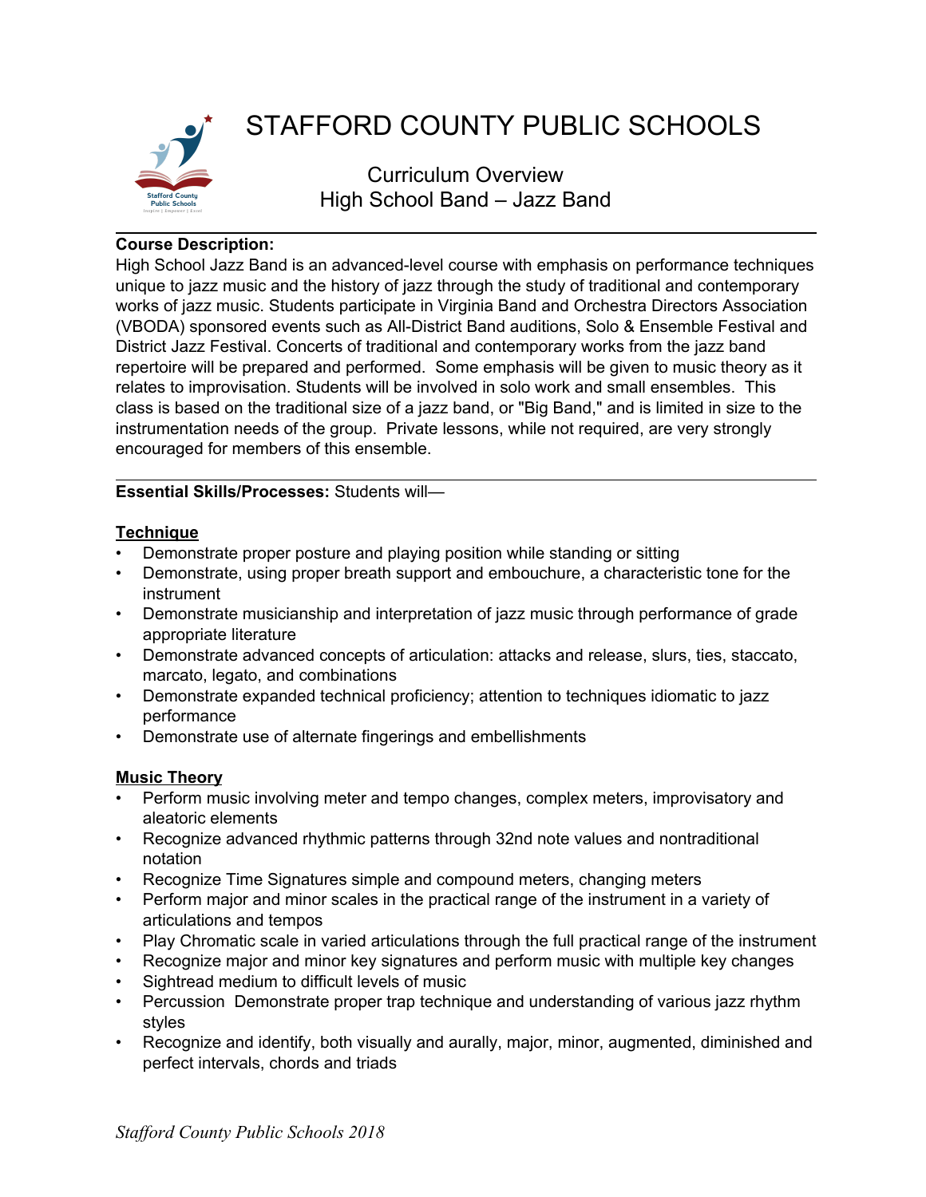# STAFFORD COUNTY PUBLIC SCHOOLS

## Curriculum Overview
## High School Band – Jazz Band

**Course Description:**
High School Jazz Band is an advanced-level course with emphasis on performance techniques unique to jazz music and the history of jazz through the study of traditional and contemporary works of jazz music. Students participate in Virginia Band and Orchestra Directors Association (VBODA) sponsored events such as All-District Band auditions, Solo & Ensemble Festival and District Jazz Festival. Concerts of traditional and contemporary works from the jazz band repertoire will be prepared and performed. Some emphasis will be given to music theory as it relates to improvisation. Students will be involved in solo work and small ensembles. This class is based on the traditional size of a jazz band, or "Big Band," and is limited in size to the instrumentation needs of the group. Private lessons, while not required, are very strongly encouraged for members of this ensemble.

---

**Essential Skills/Processes:** Students will—

**Technique**

- Demonstrate proper posture and playing position while standing or sitting
- Demonstrate, using proper breath support and embouchure, a characteristic tone for the instrument
- Demonstrate musicianship and interpretation of jazz music through performance of grade appropriate literature
- Demonstrate advanced concepts of articulation: attacks and release, slurs, ties, staccato, marcato, legato, and combinations
- Demonstrate expanded technical proficiency; attention to techniques idiomatic to jazz performance
- Demonstrate use of alternate fingerings and embellishments

**Music Theory**

- Perform music involving meter and tempo changes, complex meters, improvisatory and aleatoric elements
- Recognize advanced rhythmic patterns through 32nd note values and nontraditional notation
- Recognize Time Signatures simple and compound meters, changing meters
- Perform major and minor scales in the practical range of the instrument in a variety of articulations and tempos
- Play Chromatic scale in varied articulations through the full practical range of the instrument
- Recognize major and minor key signatures and perform music with multiple key changes
- Sightread medium to difficult levels of music
- Percussion Demonstrate proper trap technique and understanding of various jazz rhythm styles
- Recognize and identify, both visually and aurally, major, minor, augmented, diminished and perfect intervals, chords and triads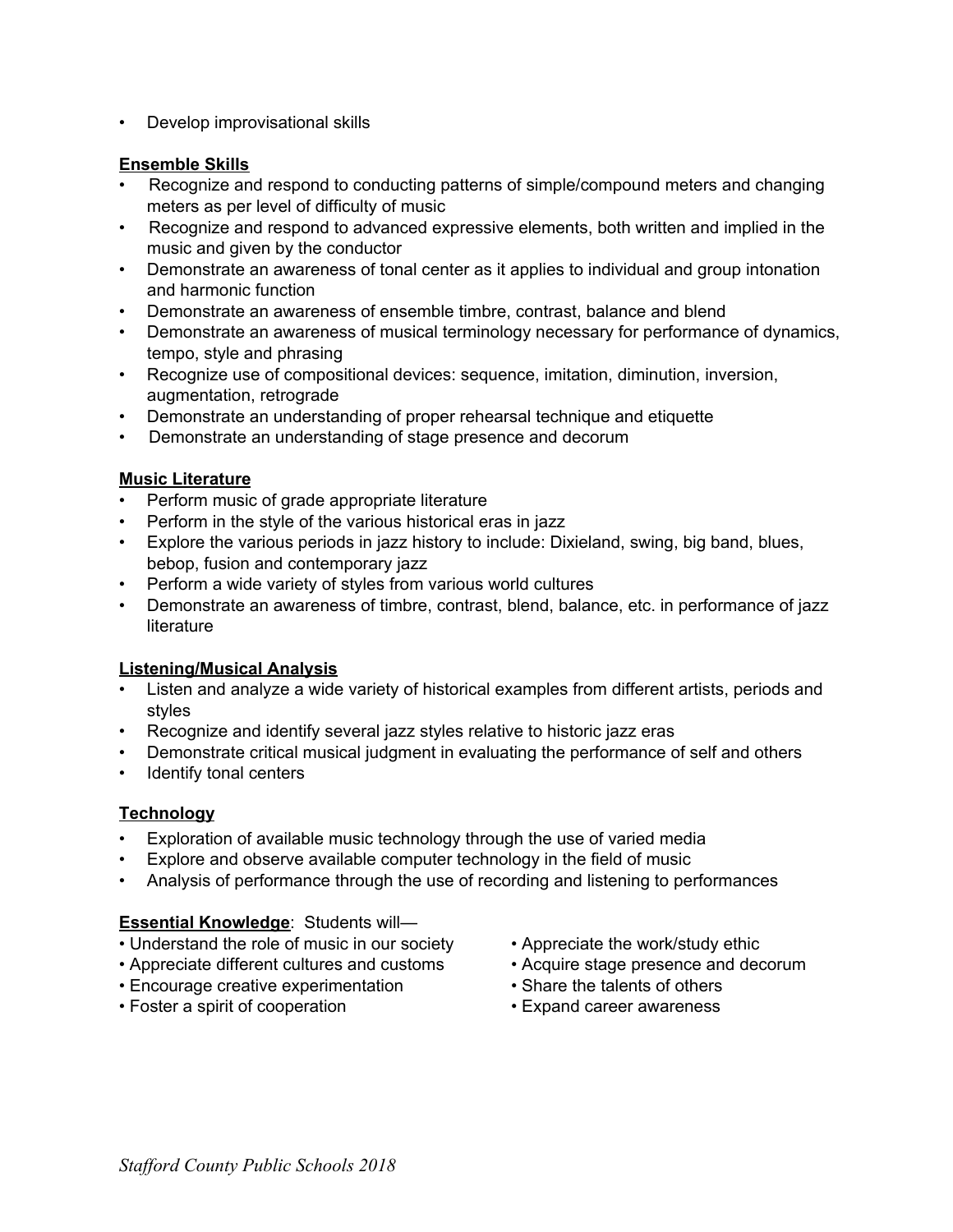- Develop improvisational skills

**Ensemble Skills**

- Recognize and respond to conducting patterns of simple/compound meters and changing meters as per level of difficulty of music
- Recognize and respond to advanced expressive elements, both written and implied in the music and given by the conductor
- Demonstrate an awareness of tonal center as it applies to individual and group intonation and harmonic function
- Demonstrate an awareness of ensemble timbre, contrast, balance and blend
- Demonstrate an awareness of musical terminology necessary for performance of dynamics, tempo, style and phrasing
- Recognize use of compositional devices: sequence, imitation, diminution, inversion, augmentation, retrograde
- Demonstrate an understanding of proper rehearsal technique and etiquette
- Demonstrate an understanding of stage presence and decorum

**Music Literature**

- Perform music of grade appropriate literature
- Perform in the style of the various historical eras in jazz
- Explore the various periods in jazz history to include: Dixieland, swing, big band, blues, bebop, fusion and contemporary jazz
- Perform a wide variety of styles from various world cultures
- Demonstrate an awareness of timbre, contrast, blend, balance, etc. in performance of jazz literature

**Listening/Musical Analysis**

- Listen and analyze a wide variety of historical examples from different artists, periods and styles
- Recognize and identify several jazz styles relative to historic jazz eras
- Demonstrate critical musical judgment in evaluating the performance of self and others
- Identify tonal centers

**Technology**

- Exploration of available music technology through the use of varied media
- Explore and observe available computer technology in the field of music
- Analysis of performance through the use of recording and listening to performances

**Essential Knowledge**: Students will—

- Understand the role of music in our society
- Appreciate different cultures and customs
- Encourage creative experimentation
- Foster a spirit of cooperation
- Appreciate the work/study ethic
- Acquire stage presence and decorum
- Share the talents of others
- Expand career awareness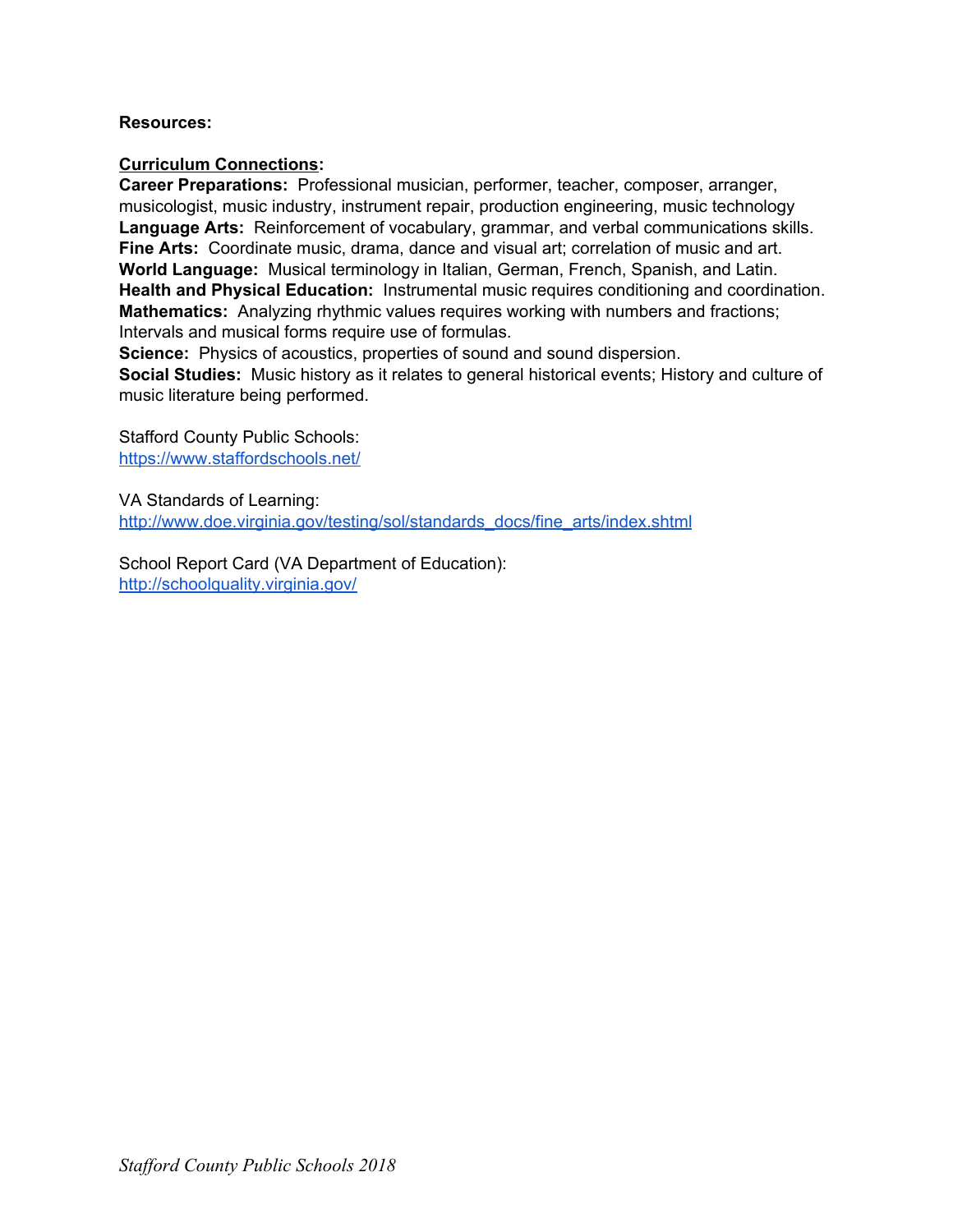**Resources:**

**<u>Curriculum Connections</u>:**

**Career Preparations:** Professional musician, performer, teacher, composer, arranger, musicologist, music industry, instrument repair, production engineering, music technology
**Language Arts:** Reinforcement of vocabulary, grammar, and verbal communications skills.
**Fine Arts:** Coordinate music, drama, dance and visual art; correlation of music and art.
**World Language:** Musical terminology in Italian, German, French, Spanish, and Latin.
**Health and Physical Education:** Instrumental music requires conditioning and coordination.
**Mathematics:** Analyzing rhythmic values requires working with numbers and fractions; Intervals and musical forms require use of formulas.
**Science:** Physics of acoustics, properties of sound and sound dispersion.
**Social Studies:** Music history as it relates to general historical events; History and culture of music literature being performed.

Stafford County Public Schools:
[https://www.staffordschools.net/](https://www.staffordschools.net/)

VA Standards of Learning:
[http://www.doe.virginia.gov/testing/sol/standards_docs/fine_arts/index.shtml](http://www.doe.virginia.gov/testing/sol/standards_docs/fine_arts/index.shtml)

School Report Card (VA Department of Education):
[http://schoolquality.virginia.gov/](http://schoolquality.virginia.gov/)